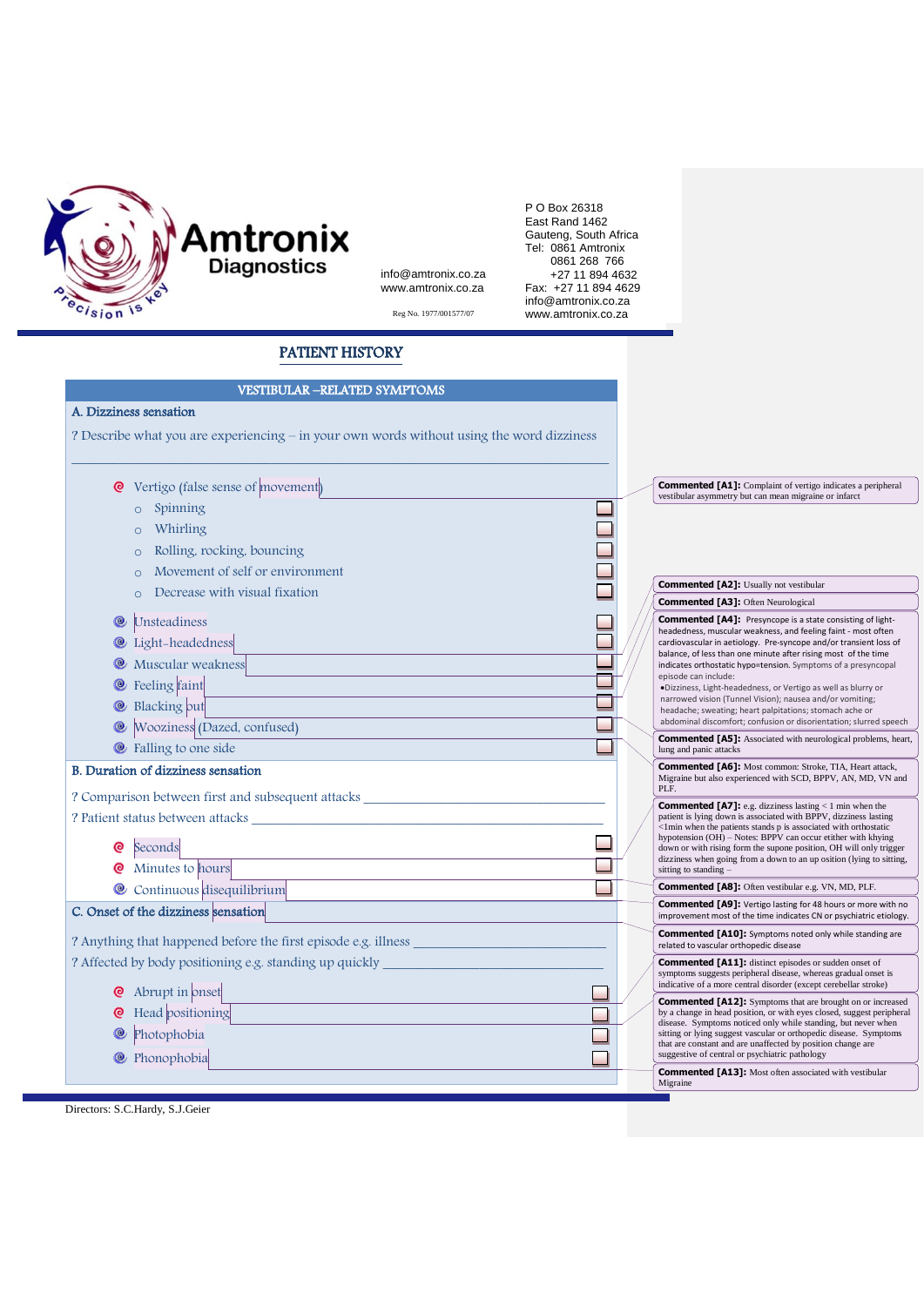**Amtronix Diagnostics**
*Precision is key*

info@amtronix.co.za
www.amtronix.co.za

Reg No. 1977/001577/07

P O Box 26318
East Rand 1462
Gauteng, South Africa
Tel: 0861 Amtronix
0861 268 766
+27 11 894 4632
Fax: +27 11 894 4629
info@amtronix.co.za
www.amtronix.co.za

# PATIENT HISTORY

## VESTIBULAR –RELATED SYMPTOMS

### A. Dizziness sensation

? Describe what you are experiencing – in your own words without using the word dizziness

________________________________________________

- Vertigo (false sense of movement)
  - Spinning ☐
  - Whirling ☐
  - Rolling, rocking, bouncing ☐
  - Movement of self or environment ☐
  - Decrease with visual fixation ☐
- Unsteadiness ☐
- Light-headedness ☐
- Muscular weakness ☐
- Feeling faint ☐
- Blacking out ☐
- Wooziness (Dazed, confused) ☐
- Falling to one side ☐

### B. Duration of dizziness sensation

? Comparison between first and subsequent attacks ________________________

? Patient status between attacks ________________________

- Seconds ☐
- Minutes to hours ☐
- Continuous disequilibrium ☐

### C. Onset of the dizziness sensation

? Anything that happened before the first episode e.g. illness ________________________

? Affected by body positioning e.g. standing up quickly ________________________

- Abrupt in onset ☐
- Head positioning ☐
- Photophobia ☐
- Phonophobia ☐

Directors: S.C.Hardy, S.J.Geier

---

**Commented [A1]:** Complaint of vertigo indicates a peripheral vestibular asymmetry but can mean migraine or infarct

**Commented [A2]:** Usually not vestibular

**Commented [A3]:** Often Neurological

**Commented [A4]:** Presyncope is a state consisting of light-headedness, muscular weakness, and feeling faint - most often cardiovascular in aetiology. Pre-syncope and/or transient loss of balance, of less than one minute after rising most of the time indicates orthostatic hypo=tension. Symptoms of a presyncopal episode can include:
- Dizziness, Light-headedness, or Vertigo as well as blurry or narrowed vision (Tunnel Vision); nausea and/or vomiting; headache; sweating; heart palpitations; stomach ache or abdominal discomfort; confusion or disorientation; slurred speech

**Commented [A5]:** Associated with neurological problems, heart, lung and panic attacks

**Commented [A6]:** Most common: Stroke, TIA, Heart attack, Migraine but also experienced with SCD, BPPV, AN, MD, VN and PLF.

**Commented [A7]:** e.g. dizziness lasting < 1 min when the patient is lying down is associated with BPPV, dizziness lasting <1min when the patients stands p is associated with orthostatic hypotension (OH) – Notes: BPPV can occur either with khying down or with rising form the supone position, OH will only trigger dizziness when going from a down to an up osition (lying to sitting, sitting to standing –

**Commented [A8]:** Often vestibular e.g. VN, MD, PLF.

**Commented [A9]:** Vertigo lasting for 48 hours or more with no improvement most of the time indicates CN or psychiatric etiology.

**Commented [A10]:** Symptoms noted only while standing are related to vascular orthopedic disease

**Commented [A11]:** distinct episodes or sudden onset of symptoms suggests peripheral disease, whereas gradual onset is indicative of a more central disorder (except cerebellar stroke)

**Commented [A12]:** Symptoms that are brought on or increased by a change in head position, or with eyes closed, suggest peripheral disease. Symptoms noticed only while standing, but never when sitting or lying suggest vascular or orthopedic disease. Symptoms that are constant and are unaffected by position change are suggestive of central or psychiatric pathology

**Commented [A13]:** Most often associated with vestibular Migraine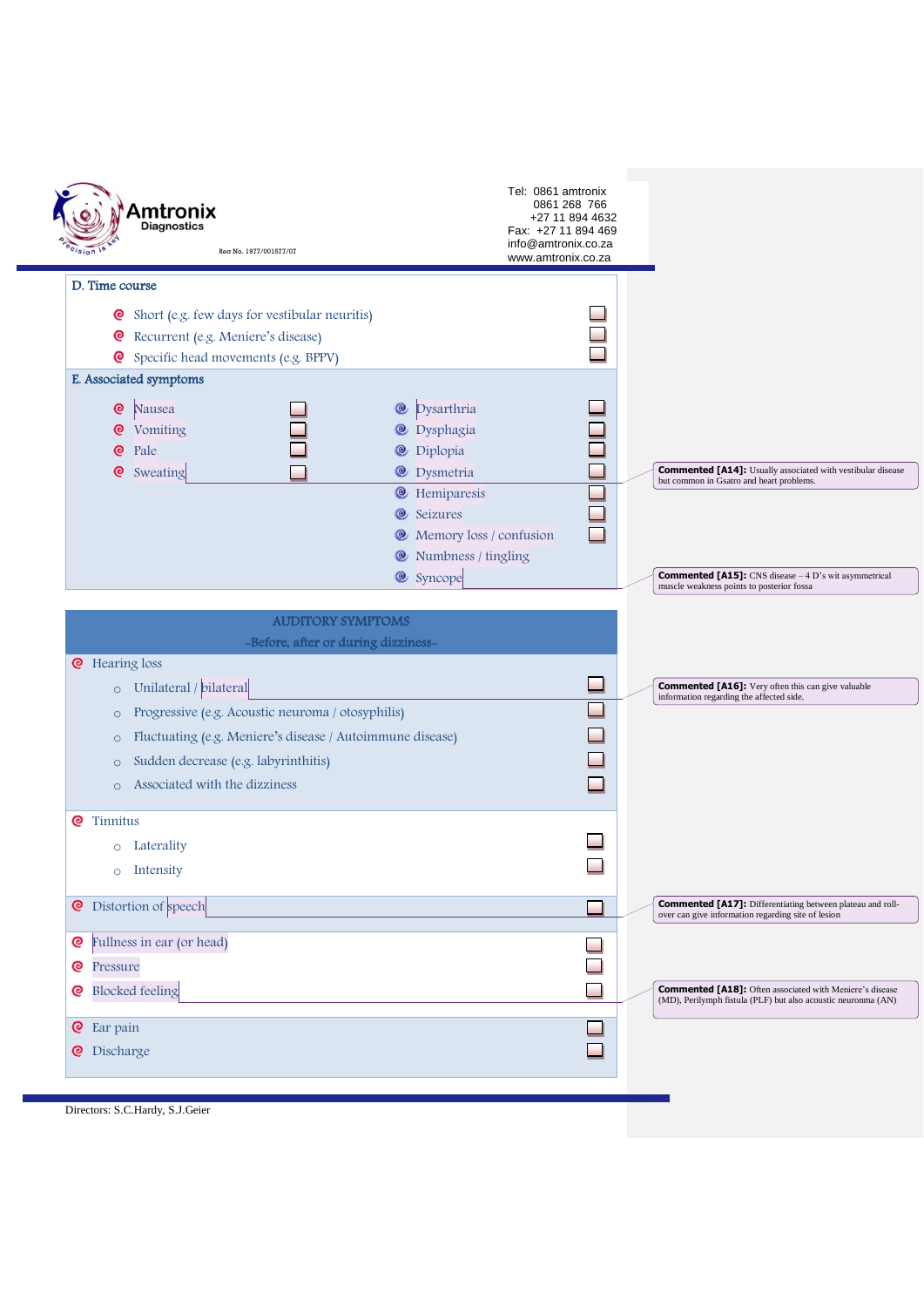## D. Time course

- Short (e.g. few days for vestibular neuritis) ☐
- Recurrent (e.g. Meniere's disease) ☐
- Specific head movements (e.g. BPPV) ☐

## E. Associated symptoms

- Nausea ☐
- Vomiting ☐
- Pale ☐
- Sweating ☐
- Dysarthria ☐
- Dysphagia ☐
- Diplopia ☐
- Dysmetria ☐
- Hemiparesis ☐
- Seizures ☐
- Memory loss / confusion ☐
- Numbness / tingling
- Syncope

**Commented [A14]:** Usually associated with vestibular disease but common in Gsatro and heart problems.

**Commented [A15]:** CNS disease – 4 D's wit asymmetrical muscle weakness points to posterior fossa

## AUDITORY SYMPTOMS

-Before, after or during dizziness-

- Hearing loss
  - Unilateral / bilateral ☐
  - Progressive (e.g. Acoustic neuroma / otosyphilis) ☐
  - Fluctuating (e.g. Meniere's disease / Autoimmune disease) ☐
  - Sudden decrease (e.g. labyrinthitis) ☐
  - Associated with the dizziness ☐

**Commented [A16]:** Very often this can give valuable information regarding the affected side.

- Tinnitus
  - Laterality ☐
  - Intensity ☐

- Distortion of speech ☐

**Commented [A17]:** Differentiating between plateau and roll-over can give information regarding site of lesion

- Fullness in ear (or head) ☐
- Pressure ☐
- Blocked feeling ☐

**Commented [A18]:** Often associated with Meniere's disease (MD), Perilymph fistula (PLF) but also acoustic neuronma (AN)

- Ear pain ☐
- Discharge ☐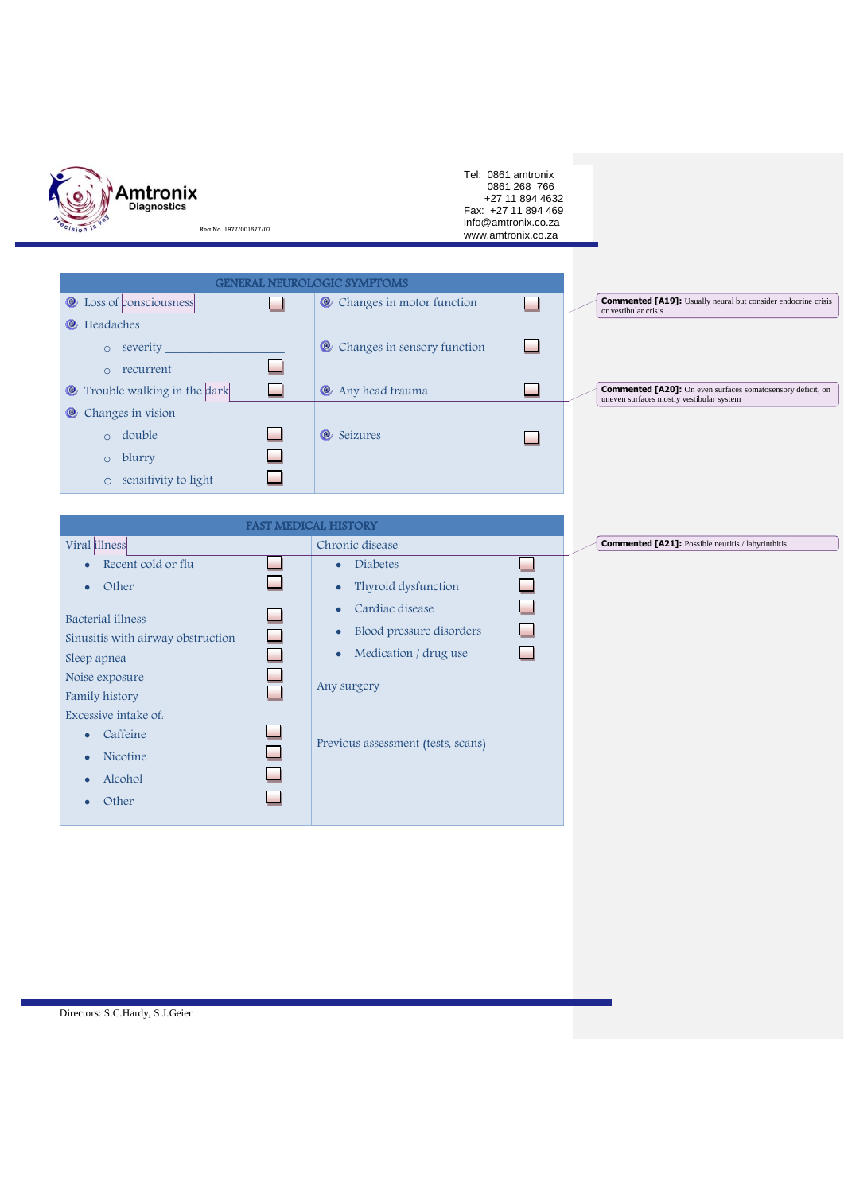Amtronix Diagnostics

Reg No. 1977/001877/07

Tel: 0861 amtronix
0861 268 766
+27 11 894 4632
Fax: +27 11 894 469
info@amtronix.co.za
www.amtronix.co.za

## GENERAL NEUROLOGIC SYMPTOMS

| | | | |
|---|---|---|---|
| Loss of consciousness | ☐ | Changes in motor function | ☐ |
| Headaches | | | |
| ○ severity ____________ | | Changes in sensory function | ☐ |
| ○ recurrent | ☐ | | |
| Trouble walking in the dark | ☐ | Any head trauma | ☐ |
| Changes in vision | | | |
| ○ double | ☐ | Seizures | ☐ |
| ○ blurry | ☐ | | |
| ○ sensitivity to light | ☐ | | |

**Commented [A19]:** Usually neural but consider endocrine crisis or vestibular crisis

**Commented [A20]:** On even surfaces somatosensory deficit, on uneven surfaces mostly vestibular system

## PAST MEDICAL HISTORY

| | | | |
|---|---|---|---|
| Viral illness | | Chronic disease | |
| • Recent cold or flu | ☐ | • Diabetes | ☐ |
| • Other | ☐ | • Thyroid dysfunction | ☐ |
| | | • Cardiac disease | ☐ |
| Bacterial illness | ☐ | • Blood pressure disorders | ☐ |
| Sinusitis with airway obstruction | ☐ | • Medication / drug use | ☐ |
| Sleep apnea | ☐ | | |
| Noise exposure | ☐ | Any surgery | |
| Family history | ☐ | | |
| Excessive intake of: | | | |
| • Caffeine | ☐ | Previous assessment (tests, scans) | |
| • Nicotine | ☐ | | |
| • Alcohol | ☐ | | |
| • Other | ☐ | | |

**Commented [A21]:** Possible neuritis / labyrinthitis

Directors: S.C.Hardy, S.J.Geier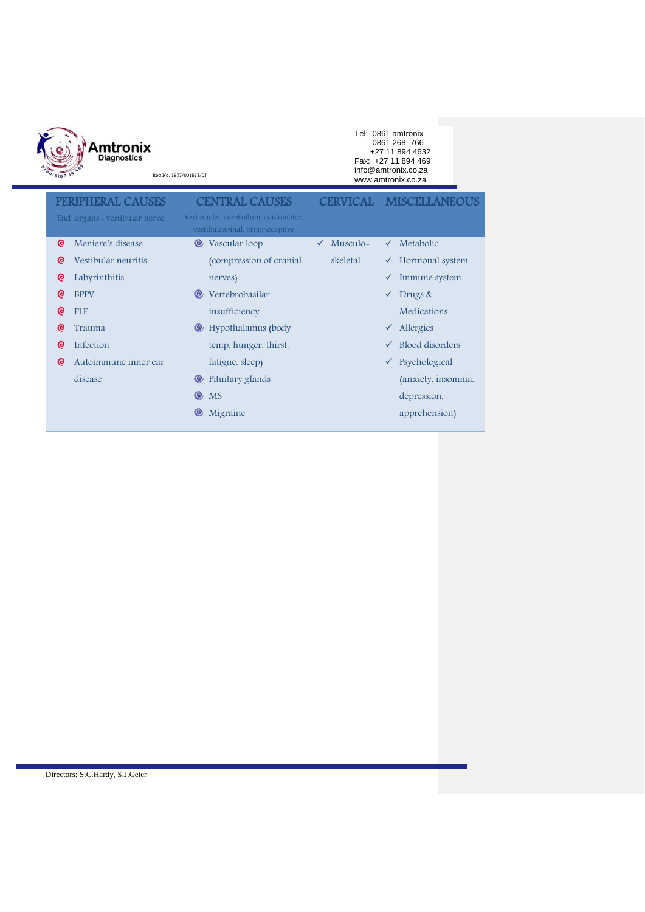| PERIPHERAL CAUSES<br>End-organs / vestibular nerve | CENTRAL CAUSES<br>Vest nuclei, cerebellum, oculomotor, vestibulospinal, proprioceptive | CERVICAL | MISCELLANEOUS |
|---|---|---|---|
| Meniere's disease | Vascular loop (compression of cranial nerves) | ✓ Musculo-skeletal | ✓ Metabolic |
| Vestibular neuritis | Vertebrobasilar insufficiency | | ✓ Hormonal system |
| Labyrinthitis | Hypothalamus (body temp, hunger, thirst, fatigue, sleep) | | ✓ Immune system |
| BPPV | Pituitary glands | | ✓ Drugs & Medications |
| PLF | MS | | ✓ Allergies |
| Trauma | Migraine | | ✓ Blood disorders |
| Infection | | | ✓ Psychological (anxiety, insomnia, depression, apprehension) |
| Autoimmune inner ear disease | | | |